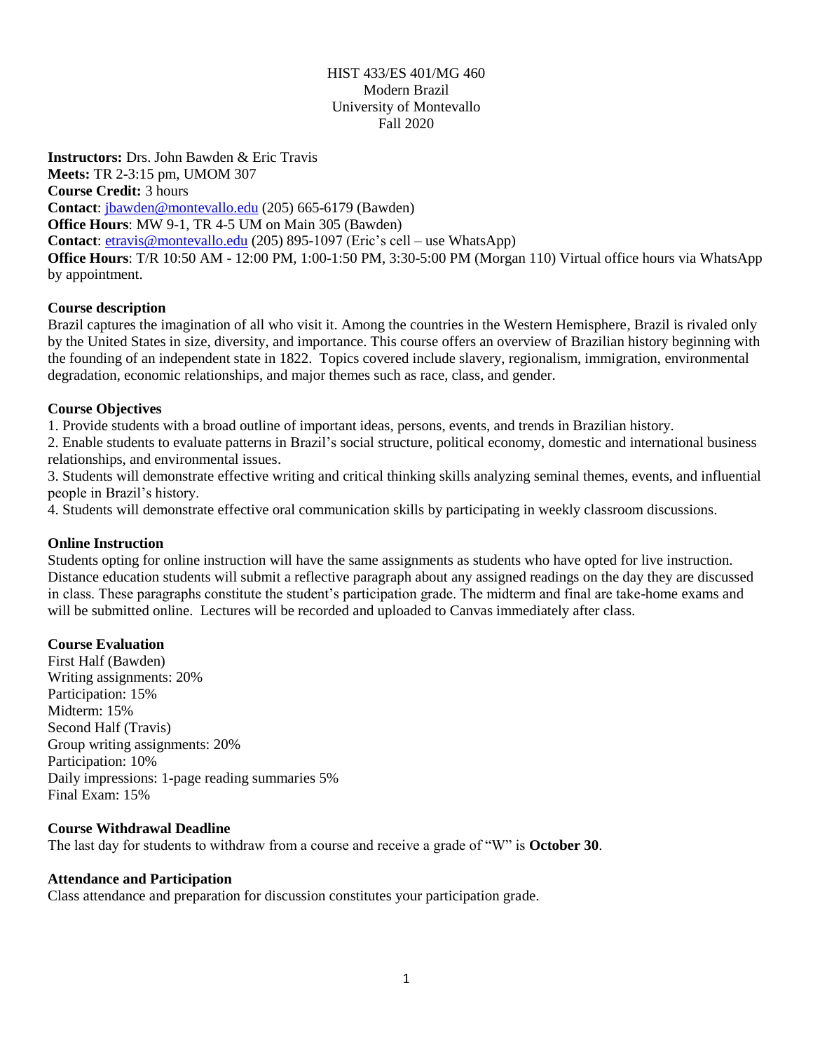HIST 433/ES 401/MG 460
Modern Brazil
University of Montevallo
Fall 2020

**Instructors:** Drs. John Bawden & Eric Travis
**Meets:** TR 2-3:15 pm, UMOM 307
**Course Credit:** 3 hours
**Contact**: jbawden@montevallo.edu (205) 665-6179 (Bawden)
**Office Hours**: MW 9-1, TR 4-5 UM on Main 305 (Bawden)
**Contact**: etravis@montevallo.edu (205) 895-1097 (Eric's cell – use WhatsApp)
**Office Hours**: T/R 10:50 AM - 12:00 PM, 1:00-1:50 PM, 3:30-5:00 PM (Morgan 110) Virtual office hours via WhatsApp by appointment.

**Course description**

Brazil captures the imagination of all who visit it. Among the countries in the Western Hemisphere, Brazil is rivaled only by the United States in size, diversity, and importance. This course offers an overview of Brazilian history beginning with the founding of an independent state in 1822. Topics covered include slavery, regionalism, immigration, environmental degradation, economic relationships, and major themes such as race, class, and gender.

**Course Objectives**

1. Provide students with a broad outline of important ideas, persons, events, and trends in Brazilian history.
2. Enable students to evaluate patterns in Brazil's social structure, political economy, domestic and international business relationships, and environmental issues.
3. Students will demonstrate effective writing and critical thinking skills analyzing seminal themes, events, and influential people in Brazil's history.
4. Students will demonstrate effective oral communication skills by participating in weekly classroom discussions.

**Online Instruction**

Students opting for online instruction will have the same assignments as students who have opted for live instruction. Distance education students will submit a reflective paragraph about any assigned readings on the day they are discussed in class. These paragraphs constitute the student's participation grade. The midterm and final are take-home exams and will be submitted online. Lectures will be recorded and uploaded to Canvas immediately after class.

**Course Evaluation**

First Half (Bawden)
Writing assignments: 20%
Participation: 15%
Midterm: 15%
Second Half (Travis)
Group writing assignments: 20%
Participation: 10%
Daily impressions: 1-page reading summaries 5%
Final Exam: 15%

**Course Withdrawal Deadline**

The last day for students to withdraw from a course and receive a grade of "W" is **October 30**.

**Attendance and Participation**

Class attendance and preparation for discussion constitutes your participation grade.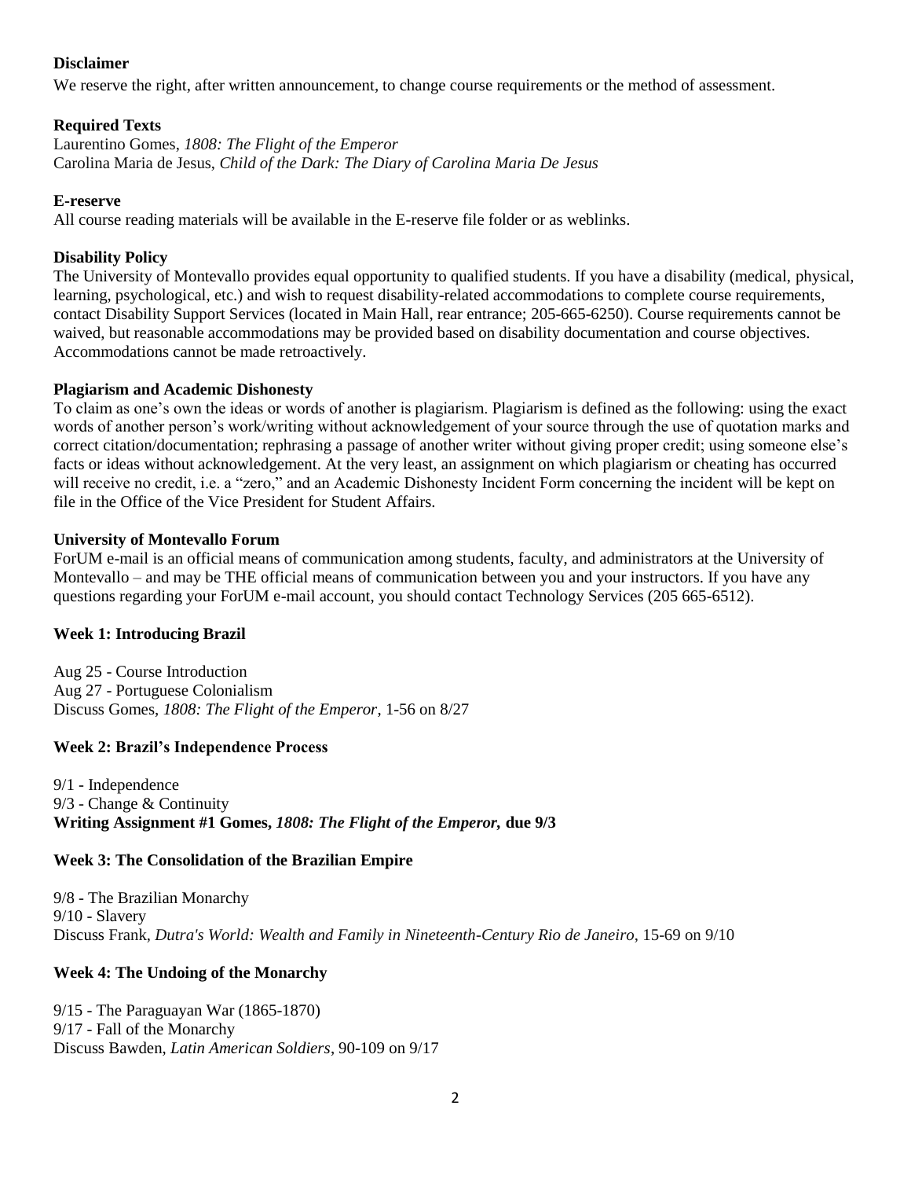**Disclaimer**

We reserve the right, after written announcement, to change course requirements or the method of assessment.

**Required Texts**

Laurentino Gomes, *1808: The Flight of the Emperor*
Carolina Maria de Jesus, *Child of the Dark: The Diary of Carolina Maria De Jesus*

**E-reserve**

All course reading materials will be available in the E-reserve file folder or as weblinks.

**Disability Policy**

The University of Montevallo provides equal opportunity to qualified students. If you have a disability (medical, physical, learning, psychological, etc.) and wish to request disability-related accommodations to complete course requirements, contact Disability Support Services (located in Main Hall, rear entrance; 205-665-6250). Course requirements cannot be waived, but reasonable accommodations may be provided based on disability documentation and course objectives. Accommodations cannot be made retroactively.

**Plagiarism and Academic Dishonesty**

To claim as one's own the ideas or words of another is plagiarism. Plagiarism is defined as the following: using the exact words of another person's work/writing without acknowledgement of your source through the use of quotation marks and correct citation/documentation; rephrasing a passage of another writer without giving proper credit; using someone else's facts or ideas without acknowledgement. At the very least, an assignment on which plagiarism or cheating has occurred will receive no credit, i.e. a "zero," and an Academic Dishonesty Incident Form concerning the incident will be kept on file in the Office of the Vice President for Student Affairs.

**University of Montevallo Forum**

ForUM e-mail is an official means of communication among students, faculty, and administrators at the University of Montevallo – and may be THE official means of communication between you and your instructors. If you have any questions regarding your ForUM e-mail account, you should contact Technology Services (205 665-6512).

**Week 1: Introducing Brazil**

Aug 25 - Course Introduction
Aug 27 - Portuguese Colonialism
Discuss Gomes, *1808: The Flight of the Emperor*, 1-56 on 8/27

**Week 2: Brazil's Independence Process**

9/1 - Independence
9/3 - Change & Continuity
**Writing Assignment #1 Gomes, *1808: The Flight of the Emperor,* due 9/3**

**Week 3: The Consolidation of the Brazilian Empire**

9/8 - The Brazilian Monarchy
9/10 - Slavery
Discuss Frank, *Dutra's World: Wealth and Family in Nineteenth-Century Rio de Janeiro*, 15-69 on 9/10

**Week 4: The Undoing of the Monarchy**

9/15 - The Paraguayan War (1865-1870)
9/17 - Fall of the Monarchy
Discuss Bawden, *Latin American Soldiers*, 90-109 on 9/17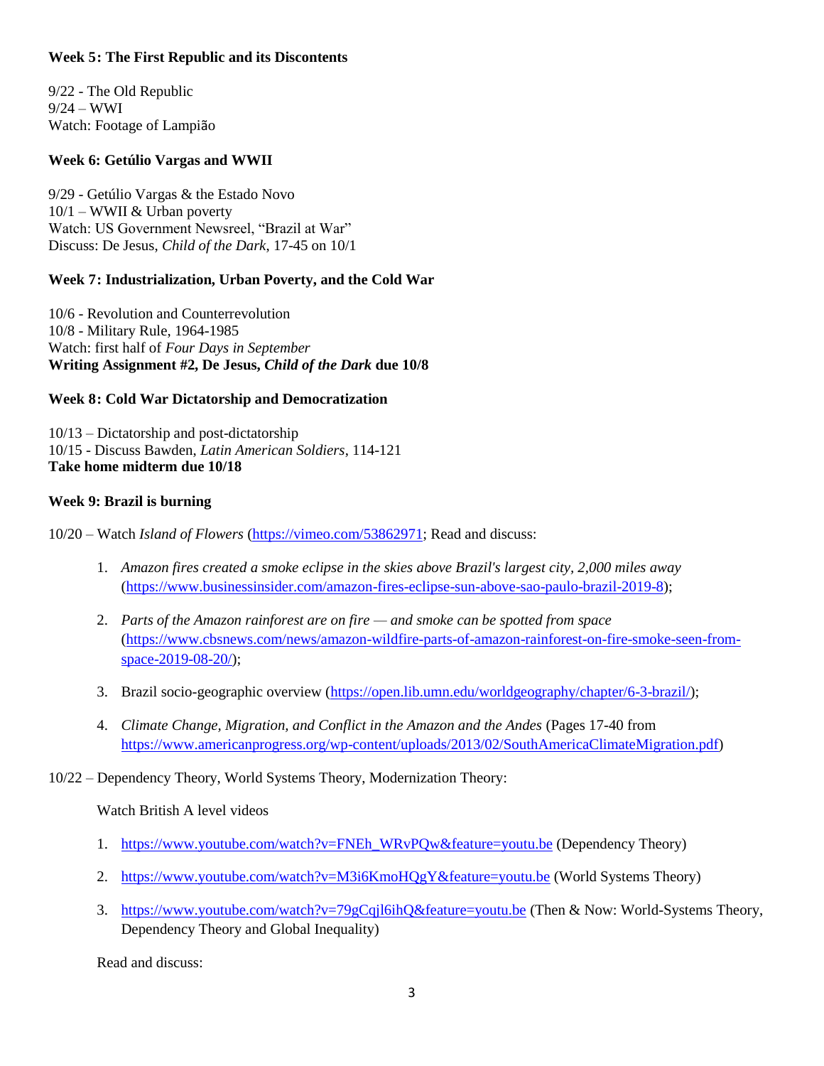**Week 5: The First Republic and its Discontents**

9/22 - The Old Republic
9/24 – WWI
Watch: Footage of Lampião

**Week 6: Getúlio Vargas and WWII**

9/29 - Getúlio Vargas & the Estado Novo
10/1 – WWII & Urban poverty
Watch: US Government Newsreel, "Brazil at War"
Discuss: De Jesus, *Child of the Dark*, 17-45 on 10/1

**Week 7: Industrialization, Urban Poverty, and the Cold War**

10/6 - Revolution and Counterrevolution
10/8 - Military Rule, 1964-1985
Watch: first half of *Four Days in September*
**Writing Assignment #2, De Jesus, *Child of the Dark* due 10/8**

**Week 8: Cold War Dictatorship and Democratization**

10/13 – Dictatorship and post-dictatorship
10/15 - Discuss Bawden, *Latin American Soldiers*, 114-121
**Take home midterm due 10/18**

**Week 9: Brazil is burning**

10/20 – Watch *Island of Flowers* (https://vimeo.com/53862971; Read and discuss:

1. *Amazon fires created a smoke eclipse in the skies above Brazil's largest city, 2,000 miles away* (https://www.businessinsider.com/amazon-fires-eclipse-sun-above-sao-paulo-brazil-2019-8);
2. *Parts of the Amazon rainforest are on fire — and smoke can be spotted from space* (https://www.cbsnews.com/news/amazon-wildfire-parts-of-amazon-rainforest-on-fire-smoke-seen-from-space-2019-08-20/);
3. Brazil socio-geographic overview (https://open.lib.umn.edu/worldgeography/chapter/6-3-brazil/);
4. *Climate Change, Migration, and Conflict in the Amazon and the Andes* (Pages 17-40 from https://www.americanprogress.org/wp-content/uploads/2013/02/SouthAmericaClimateMigration.pdf)

10/22 – Dependency Theory, World Systems Theory, Modernization Theory:

Watch British A level videos

1. https://www.youtube.com/watch?v=FNEh_WRvPQw&feature=youtu.be (Dependency Theory)
2. https://www.youtube.com/watch?v=M3i6KmoHQgY&feature=youtu.be (World Systems Theory)
3. https://www.youtube.com/watch?v=79gCqjl6ihQ&feature=youtu.be (Then & Now: World-Systems Theory, Dependency Theory and Global Inequality)

Read and discuss: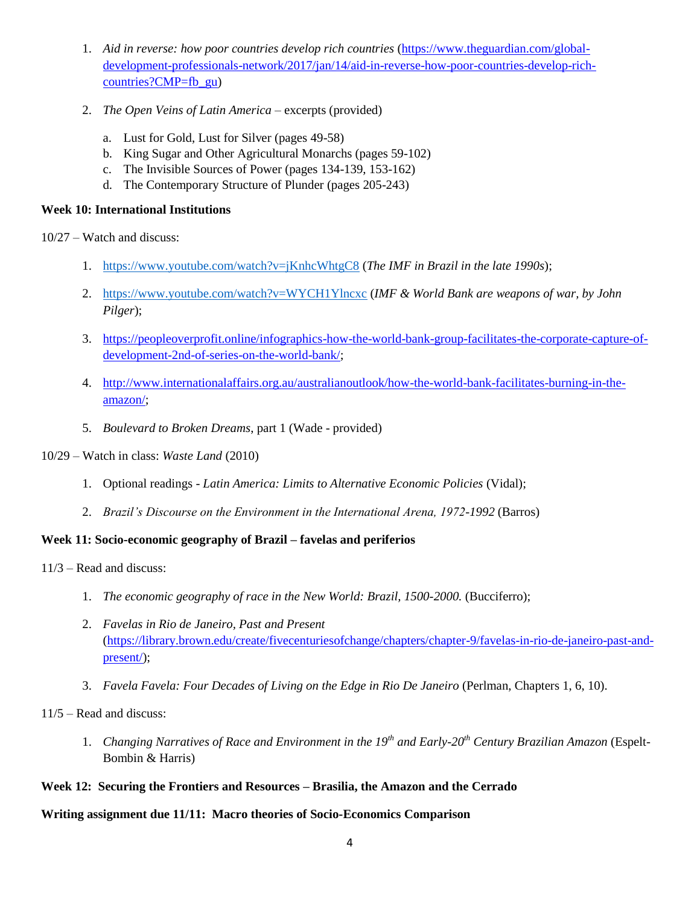1. *Aid in reverse: how poor countries develop rich countries* (https://www.theguardian.com/global-development-professionals-network/2017/jan/14/aid-in-reverse-how-poor-countries-develop-rich-countries?CMP=fb_gu)

2. *The Open Veins of Latin America* – excerpts (provided)

   a. Lust for Gold, Lust for Silver (pages 49-58)
   b. King Sugar and Other Agricultural Monarchs (pages 59-102)
   c. The Invisible Sources of Power (pages 134-139, 153-162)
   d. The Contemporary Structure of Plunder (pages 205-243)

**Week 10: International Institutions**

10/27 – Watch and discuss:

1. https://www.youtube.com/watch?v=jKnhcWhtgC8 (*The IMF in Brazil in the late 1990s*);

2. https://www.youtube.com/watch?v=WYCH1Ylncxc (*IMF & World Bank are weapons of war, by John Pilger*);

3. https://peopleoverprofit.online/infographics-how-the-world-bank-group-facilitates-the-corporate-capture-of-development-2nd-of-series-on-the-world-bank/;

4. http://www.internationalaffairs.org.au/australianoutlook/how-the-world-bank-facilitates-burning-in-the-amazon/;

5. *Boulevard to Broken Dreams*, part 1 (Wade - provided)

10/29 – Watch in class: *Waste Land* (2010)

1. Optional readings - *Latin America: Limits to Alternative Economic Policies* (Vidal);

2. *Brazil's Discourse on the Environment in the International Arena, 1972-1992* (Barros)

**Week 11: Socio-economic geography of Brazil – favelas and periferios**

11/3 – Read and discuss:

1. *The economic geography of race in the New World: Brazil, 1500-2000.* (Bucciferro);

2. *Favelas in Rio de Janeiro, Past and Present* (https://library.brown.edu/create/fivecenturiesofchange/chapters/chapter-9/favelas-in-rio-de-janeiro-past-and-present/);

3. *Favela Favela: Four Decades of Living on the Edge in Rio De Janeiro* (Perlman, Chapters 1, 6, 10).

11/5 – Read and discuss:

1. *Changing Narratives of Race and Environment in the 19th and Early-20th Century Brazilian Amazon* (Espelt-Bombin & Harris)

**Week 12: Securing the Frontiers and Resources – Brasilia, the Amazon and the Cerrado**

**Writing assignment due 11/11: Macro theories of Socio-Economics Comparison**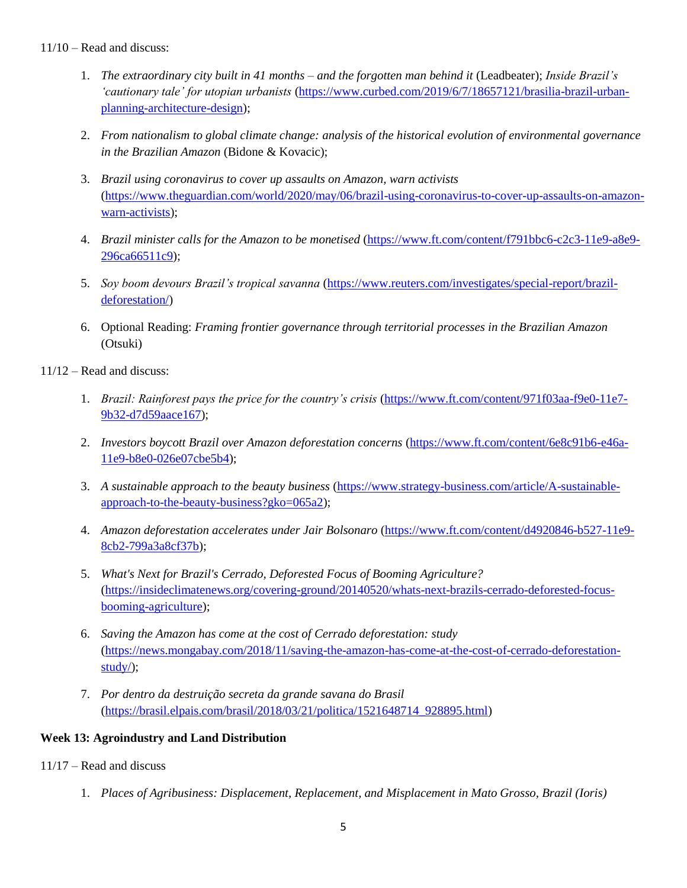11/10 – Read and discuss:

1. *The extraordinary city built in 41 months – and the forgotten man behind it* (Leadbeater); *Inside Brazil's 'cautionary tale' for utopian urbanists* (https://www.curbed.com/2019/6/7/18657121/brasilia-brazil-urban-planning-architecture-design);

2. *From nationalism to global climate change: analysis of the historical evolution of environmental governance in the Brazilian Amazon* (Bidone & Kovacic);

3. *Brazil using coronavirus to cover up assaults on Amazon, warn activists* (https://www.theguardian.com/world/2020/may/06/brazil-using-coronavirus-to-cover-up-assaults-on-amazon-warn-activists);

4. *Brazil minister calls for the Amazon to be monetised* (https://www.ft.com/content/f791bbc6-c2c3-11e9-a8e9-296ca66511c9);

5. *Soy boom devours Brazil's tropical savanna* (https://www.reuters.com/investigates/special-report/brazil-deforestation/)

6. Optional Reading: *Framing frontier governance through territorial processes in the Brazilian Amazon* (Otsuki)

11/12 – Read and discuss:

1. *Brazil: Rainforest pays the price for the country's crisis* (https://www.ft.com/content/971f03aa-f9e0-11e7-9b32-d7d59aace167);

2. *Investors boycott Brazil over Amazon deforestation concerns* (https://www.ft.com/content/6e8c91b6-e46a-11e9-b8e0-026e07cbe5b4);

3. *A sustainable approach to the beauty business* (https://www.strategy-business.com/article/A-sustainable-approach-to-the-beauty-business?gko=065a2);

4. *Amazon deforestation accelerates under Jair Bolsonaro* (https://www.ft.com/content/d4920846-b527-11e9-8cb2-799a3a8cf37b);

5. *What's Next for Brazil's Cerrado, Deforested Focus of Booming Agriculture?* (https://insideclimatenews.org/covering-ground/20140520/whats-next-brazils-cerrado-deforested-focus-booming-agriculture);

6. *Saving the Amazon has come at the cost of Cerrado deforestation: study* (https://news.mongabay.com/2018/11/saving-the-amazon-has-come-at-the-cost-of-cerrado-deforestation-study/);

7. *Por dentro da destruição secreta da grande savana do Brasil* (https://brasil.elpais.com/brasil/2018/03/21/politica/1521648714_928895.html)

**Week 13: Agroindustry and Land Distribution**

11/17 – Read and discuss

1. *Places of Agribusiness: Displacement, Replacement, and Misplacement in Mato Grosso, Brazil (Ioris)*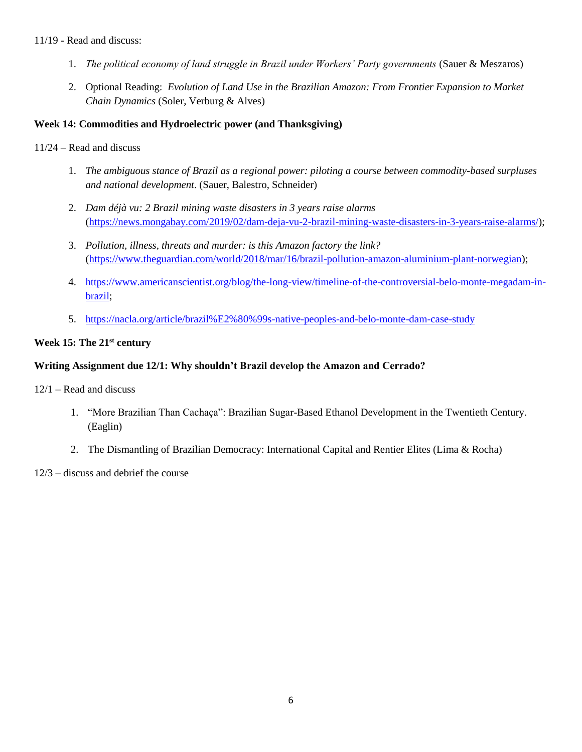11/19 - Read and discuss:

1. *The political economy of land struggle in Brazil under Workers' Party governments* (Sauer & Meszaros)

2. Optional Reading: *Evolution of Land Use in the Brazilian Amazon: From Frontier Expansion to Market Chain Dynamics* (Soler, Verburg & Alves)

**Week 14: Commodities and Hydroelectric power (and Thanksgiving)**

11/24 – Read and discuss

1. *The ambiguous stance of Brazil as a regional power: piloting a course between commodity-based surpluses and national development*. (Sauer, Balestro, Schneider)

2. *Dam déjà vu: 2 Brazil mining waste disasters in 3 years raise alarms* (https://news.mongabay.com/2019/02/dam-deja-vu-2-brazil-mining-waste-disasters-in-3-years-raise-alarms/);

3. *Pollution, illness, threats and murder: is this Amazon factory the link?* (https://www.theguardian.com/world/2018/mar/16/brazil-pollution-amazon-aluminium-plant-norwegian);

4. https://www.americanscientist.org/blog/the-long-view/timeline-of-the-controversial-belo-monte-megadam-in-brazil;

5. https://nacla.org/article/brazil%E2%80%99s-native-peoples-and-belo-monte-dam-case-study

**Week 15: The 21st century**

**Writing Assignment due 12/1: Why shouldn't Brazil develop the Amazon and Cerrado?**

12/1 – Read and discuss

1. "More Brazilian Than Cachaça": Brazilian Sugar-Based Ethanol Development in the Twentieth Century. (Eaglin)

2. The Dismantling of Brazilian Democracy: International Capital and Rentier Elites (Lima & Rocha)

12/3 – discuss and debrief the course